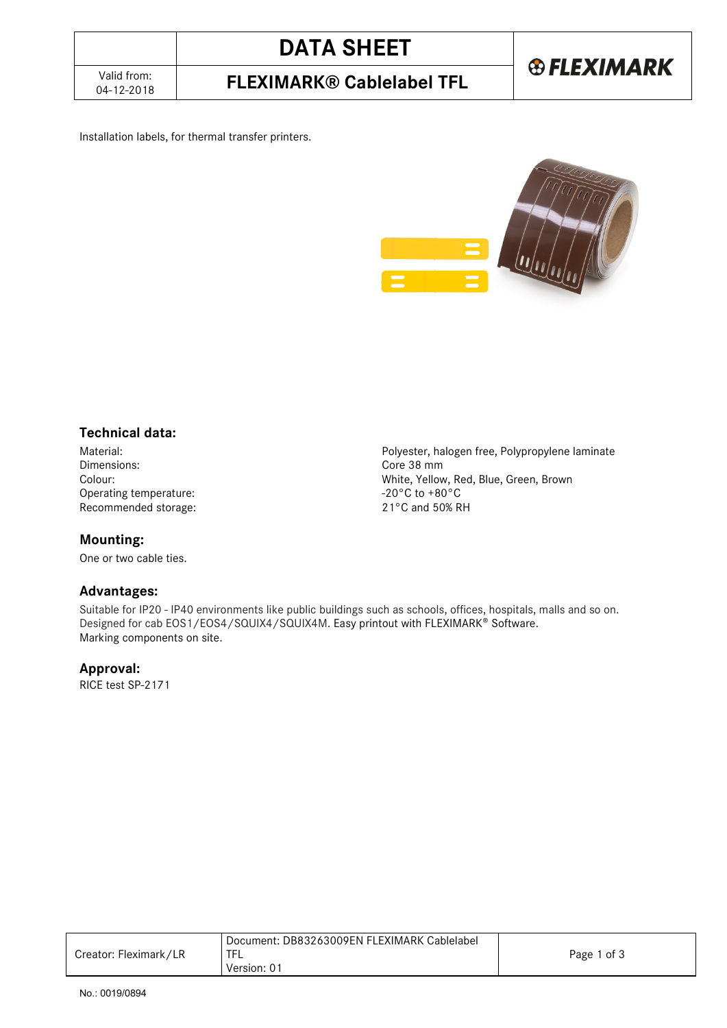# DATA SHEET

## FLEXIMARK® Cablelabel TFL

Valid from: 04-12-2018

Installation labels, for thermal transfer printers.

### Technical data:

Material: Polyester, halogen free, Polypropylene laminate
Dimensions: Core 38 mm
Colour: White, Yellow, Red, Blue, Green, Brown
Operating temperature: -20°C to +80°C
Recommended storage: 21°C and 50% RH

### Mounting:

One or two cable ties.

### Advantages:

Suitable for IP20 - IP40 environments like public buildings such as schools, offices, hospitals, malls and so on.
Designed for cab EOS1/EOS4/SQUIX4/SQUIX4M. Easy printout with FLEXIMARK® Software.
Marking components on site.

### Approval:

RICE test SP-2171

| Creator: Fleximark/LR | Document: DB83263009EN FLEXIMARK Cablelabel TFL Version: 01 |
|---|---|

No.: 0019/0894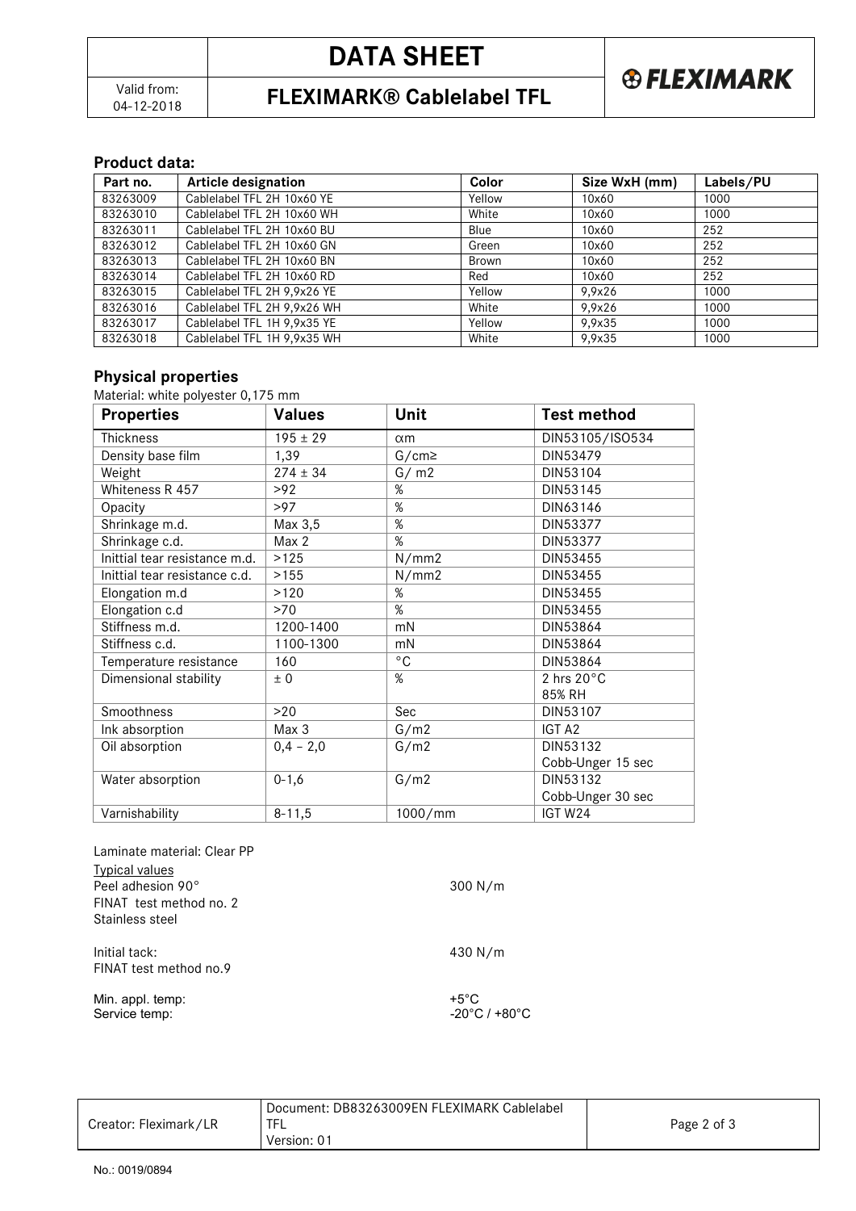## Product data:

| Part no. | Article designation | Color | Size WxH (mm) | Labels/PU |
|---|---|---|---|---|
| 83263009 | Cablelabel TFL 2H 10x60 YE | Yellow | 10x60 | 1000 |
| 83263010 | Cablelabel TFL 2H 10x60 WH | White | 10x60 | 1000 |
| 83263011 | Cablelabel TFL 2H 10x60 BU | Blue | 10x60 | 252 |
| 83263012 | Cablelabel TFL 2H 10x60 GN | Green | 10x60 | 252 |
| 83263013 | Cablelabel TFL 2H 10x60 BN | Brown | 10x60 | 252 |
| 83263014 | Cablelabel TFL 2H 10x60 RD | Red | 10x60 | 252 |
| 83263015 | Cablelabel TFL 2H 9,9x26 YE | Yellow | 9,9x26 | 1000 |
| 83263016 | Cablelabel TFL 2H 9,9x26 WH | White | 9,9x26 | 1000 |
| 83263017 | Cablelabel TFL 1H 9,9x35 YE | Yellow | 9,9x35 | 1000 |
| 83263018 | Cablelabel TFL 1H 9,9x35 WH | White | 9,9x35 | 1000 |

## Physical properties

Material: white polyester 0,175 mm

| Properties | Values | Unit | Test method |
|---|---|---|---|
| Thickness | 195 ± 29 | αm | DIN53105/ISO534 |
| Density base film | 1,39 | G/cm≥ | DIN53479 |
| Weight | 274 ± 34 | G/ m2 | DIN53104 |
| Whiteness R 457 | >92 | % | DIN53145 |
| Opacity | >97 | % | DIN63146 |
| Shrinkage m.d. | Max 3,5 | % | DIN53377 |
| Shrinkage c.d. | Max 2 | % | DIN53377 |
| Inittial tear resistance m.d. | >125 | N/mm2 | DIN53455 |
| Inittial tear resistance c.d. | >155 | N/mm2 | DIN53455 |
| Elongation m.d | >120 | % | DIN53455 |
| Elongation c.d | >70 | % | DIN53455 |
| Stiffness m.d. | 1200-1400 | mN | DIN53864 |
| Stiffness c.d. | 1100-1300 | mN | DIN53864 |
| Temperature resistance | 160 | °C | DIN53864 |
| Dimensional stability | ± 0 | % | 2 hrs 20°C 85% RH |
| Smoothness | >20 | Sec | DIN53107 |
| Ink absorption | Max 3 | G/m2 | IGT A2 |
| Oil absorption | 0,4 – 2,0 | G/m2 | DIN53132 Cobb-Unger 15 sec |
| Water absorption | 0-1,6 | G/m2 | DIN53132 Cobb-Unger 30 sec |
| Varnishability | 8-11,5 | 1000/mm | IGT W24 |

Laminate material: Clear PP

Typical values

Peel adhesion 90° — 300 N/m
FINAT test method no. 2
Stainless steel

Initial tack: — 430 N/m
FINAT test method no.9

Min. appl. temp: — +5°C
Service temp: — -20°C / +80°C

| Creator: Fleximark/LR | Document: DB83263009EN FLEXIMARK Cablelabel TFL Version: 01 |
|---|---|

No.: 0019/0894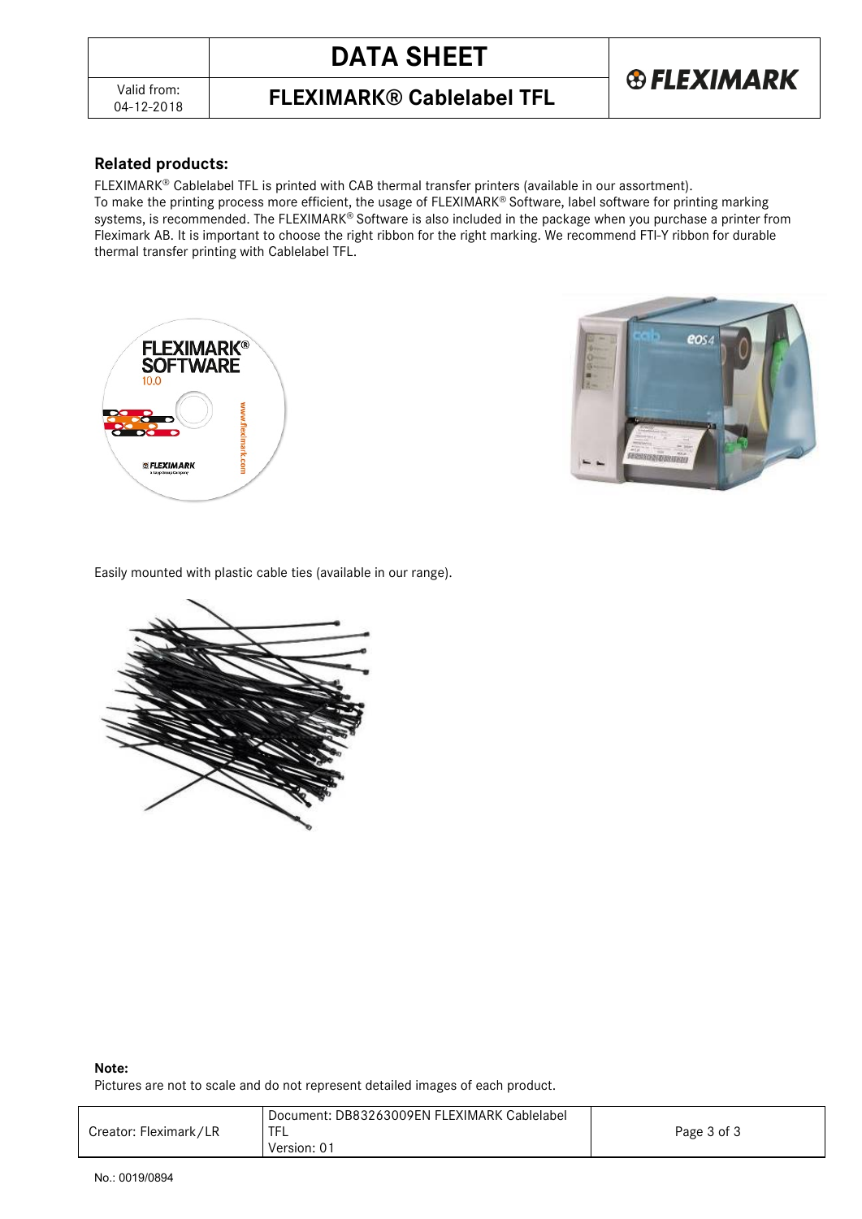## Related products:

FLEXIMARK® Cablelabel TFL is printed with CAB thermal transfer printers (available in our assortment).
To make the printing process more efficient, the usage of FLEXIMARK® Software, label software for printing marking systems, is recommended. The FLEXIMARK® Software is also included in the package when you purchase a printer from Fleximark AB. It is important to choose the right ribbon for the right marking. We recommend FTI-Y ribbon for durable thermal transfer printing with Cablelabel TFL.

Easily mounted with plastic cable ties (available in our range).

**Note:**
Pictures are not to scale and do not represent detailed images of each product.